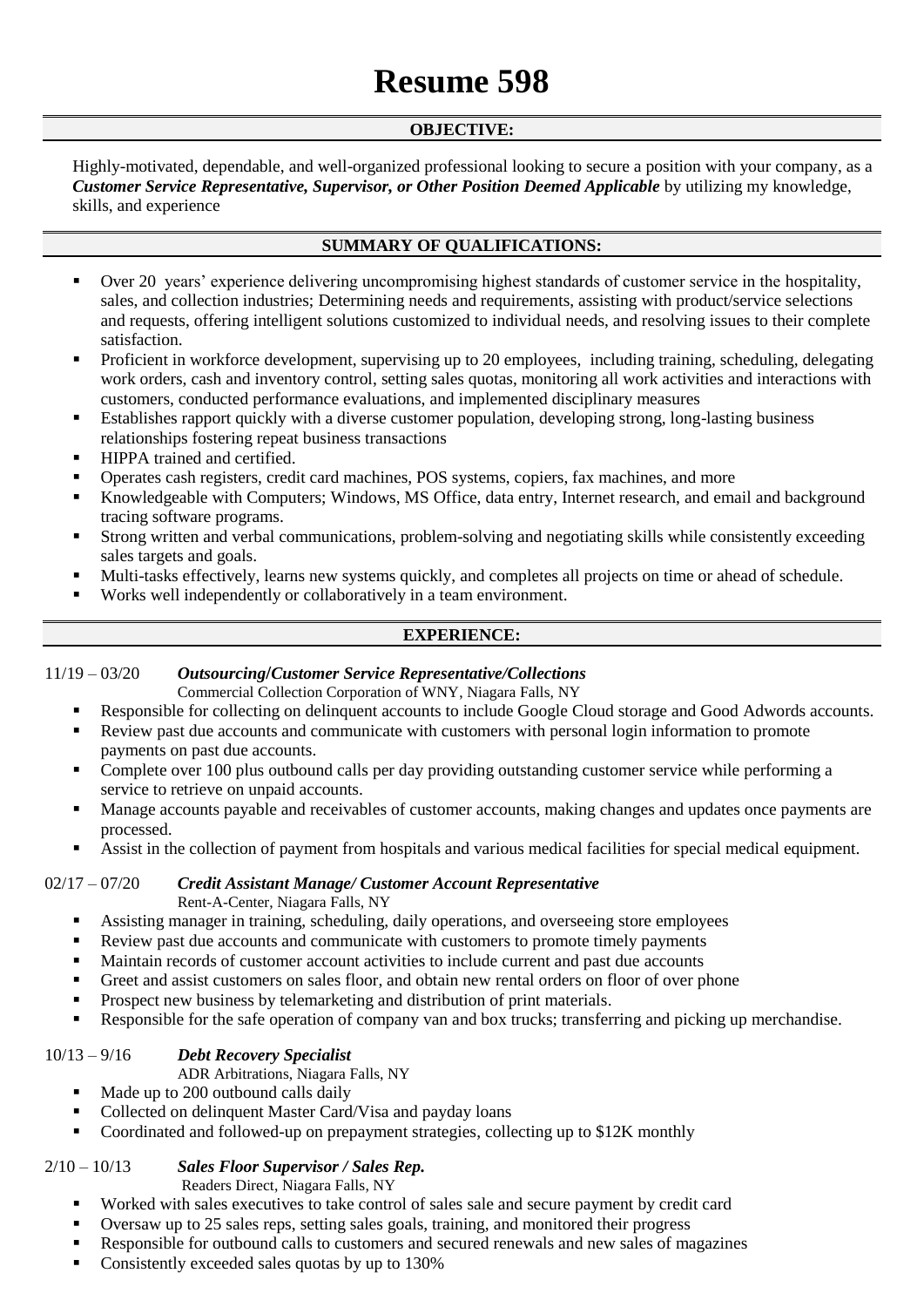# Resume 598

## OBJECTIVE:

Highly-motivated, dependable, and well-organized professional looking to secure a position with your company, as a ***Customer Service Representative, Supervisor, or Other Position Deemed Applicable*** by utilizing my knowledge, skills, and experience

## SUMMARY OF QUALIFICATIONS:

- Over 20 years' experience delivering uncompromising highest standards of customer service in the hospitality, sales, and collection industries; Determining needs and requirements, assisting with product/service selections and requests, offering intelligent solutions customized to individual needs, and resolving issues to their complete satisfaction.
- Proficient in workforce development, supervising up to 20 employees, including training, scheduling, delegating work orders, cash and inventory control, setting sales quotas, monitoring all work activities and interactions with customers, conducted performance evaluations, and implemented disciplinary measures
- Establishes rapport quickly with a diverse customer population, developing strong, long-lasting business relationships fostering repeat business transactions
- HIPPA trained and certified.
- Operates cash registers, credit card machines, POS systems, copiers, fax machines, and more
- Knowledgeable with Computers; Windows, MS Office, data entry, Internet research, and email and background tracing software programs.
- Strong written and verbal communications, problem-solving and negotiating skills while consistently exceeding sales targets and goals.
- Multi-tasks effectively, learns new systems quickly, and completes all projects on time or ahead of schedule.
- Works well independently or collaboratively in a team environment.

## EXPERIENCE:

11/19 – 03/20 ***Outsourcing/Customer Service Representative/Collections***
Commercial Collection Corporation of WNY, Niagara Falls, NY

- Responsible for collecting on delinquent accounts to include Google Cloud storage and Good Adwords accounts.
- Review past due accounts and communicate with customers with personal login information to promote payments on past due accounts.
- Complete over 100 plus outbound calls per day providing outstanding customer service while performing a service to retrieve on unpaid accounts.
- Manage accounts payable and receivables of customer accounts, making changes and updates once payments are processed.
- Assist in the collection of payment from hospitals and various medical facilities for special medical equipment.

02/17 – 07/20 ***Credit Assistant Manage/ Customer Account Representative***
Rent-A-Center, Niagara Falls, NY

- Assisting manager in training, scheduling, daily operations, and overseeing store employees
- Review past due accounts and communicate with customers to promote timely payments
- Maintain records of customer account activities to include current and past due accounts
- Greet and assist customers on sales floor, and obtain new rental orders on floor of over phone
- Prospect new business by telemarketing and distribution of print materials.
- Responsible for the safe operation of company van and box trucks; transferring and picking up merchandise.

10/13 – 9/16 ***Debt Recovery Specialist***
ADR Arbitrations, Niagara Falls, NY

- Made up to 200 outbound calls daily
- Collected on delinquent Master Card/Visa and payday loans
- Coordinated and followed-up on prepayment strategies, collecting up to $12K monthly

2/10 – 10/13 ***Sales Floor Supervisor / Sales Rep.***
Readers Direct, Niagara Falls, NY

- Worked with sales executives to take control of sales sale and secure payment by credit card
- Oversaw up to 25 sales reps, setting sales goals, training, and monitored their progress
- Responsible for outbound calls to customers and secured renewals and new sales of magazines
- Consistently exceeded sales quotas by up to 130%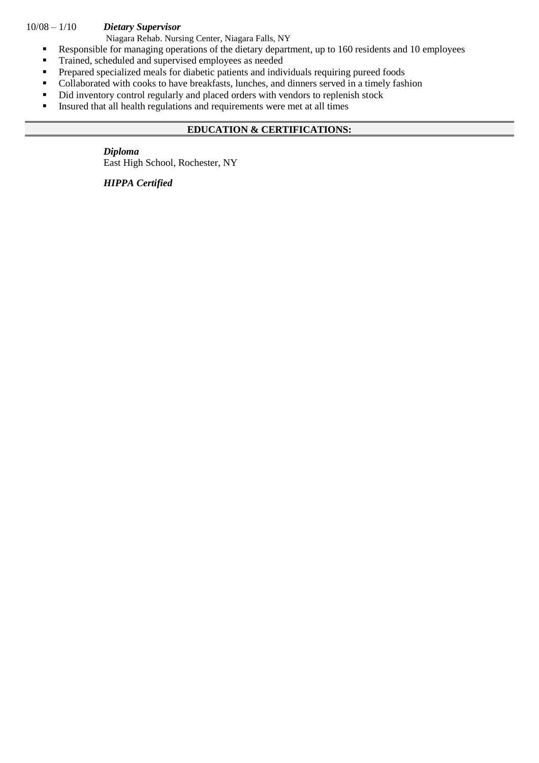10/08 – 1/10 ***Dietary Supervisor***

Niagara Rehab. Nursing Center, Niagara Falls, NY

- Responsible for managing operations of the dietary department, up to 160 residents and 10 employees
- Trained, scheduled and supervised employees as needed
- Prepared specialized meals for diabetic patients and individuals requiring pureed foods
- Collaborated with cooks to have breakfasts, lunches, and dinners served in a timely fashion
- Did inventory control regularly and placed orders with vendors to replenish stock
- Insured that all health regulations and requirements were met at all times

## EDUCATION & CERTIFICATIONS:

***Diploma***
East High School, Rochester, NY

***HIPPA Certified***